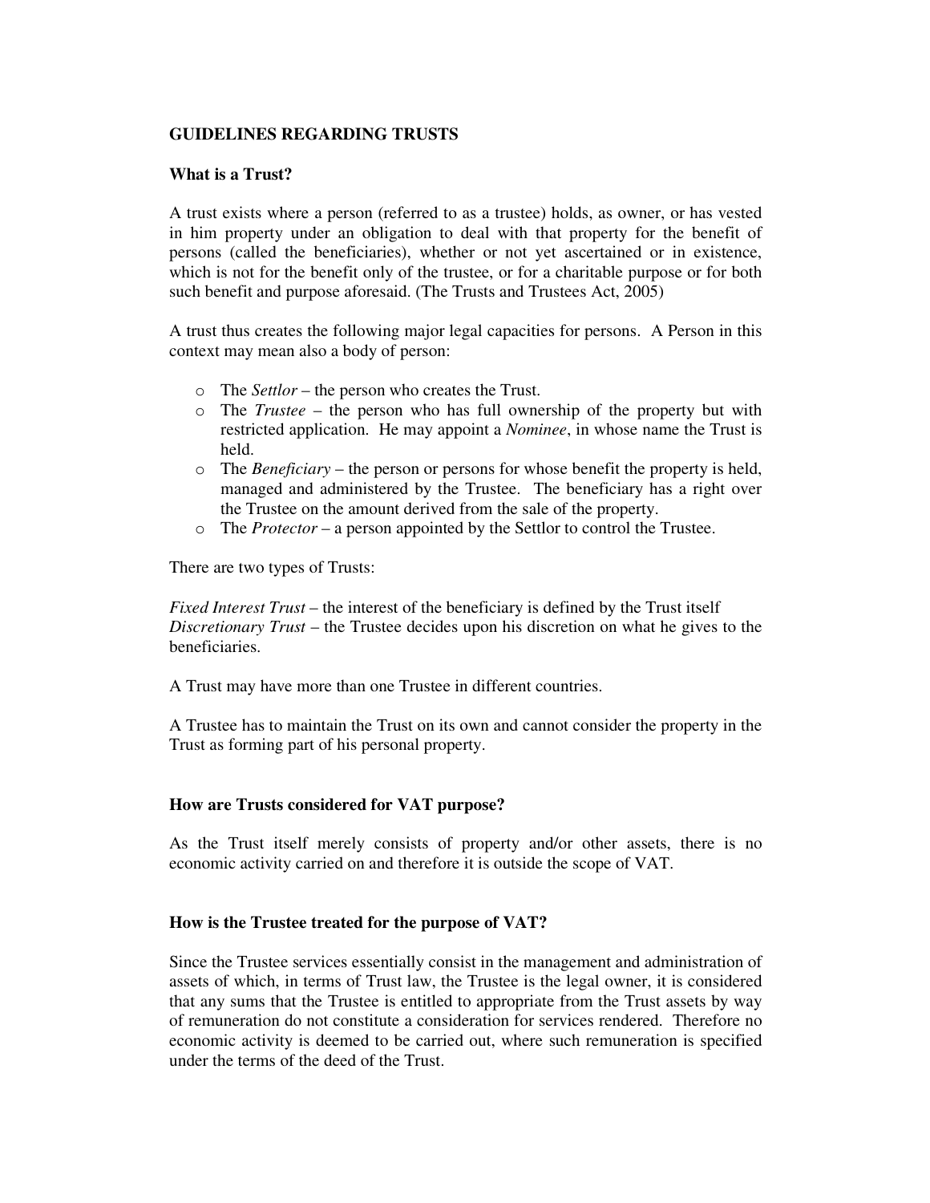# GUIDELINES REGARDING TRUSTS

## What is a Trust?

A trust exists where a person (referred to as a trustee) holds, as owner, or has vested in him property under an obligation to deal with that property for the benefit of persons (called the beneficiaries), whether or not yet ascertained or in existence, which is not for the benefit only of the trustee, or for a charitable purpose or for both such benefit and purpose aforesaid. (The Trusts and Trustees Act, 2005)

A trust thus creates the following major legal capacities for persons. A Person in this context may mean also a body of person:

- The *Settlor* – the person who creates the Trust.
- The *Trustee* – the person who has full ownership of the property but with restricted application. He may appoint a *Nominee*, in whose name the Trust is held.
- The *Beneficiary* – the person or persons for whose benefit the property is held, managed and administered by the Trustee. The beneficiary has a right over the Trustee on the amount derived from the sale of the property.
- The *Protector* – a person appointed by the Settlor to control the Trustee.

There are two types of Trusts:

*Fixed Interest Trust* – the interest of the beneficiary is defined by the Trust itself
*Discretionary Trust* – the Trustee decides upon his discretion on what he gives to the beneficiaries.

A Trust may have more than one Trustee in different countries.

A Trustee has to maintain the Trust on its own and cannot consider the property in the Trust as forming part of his personal property.

## How are Trusts considered for VAT purpose?

As the Trust itself merely consists of property and/or other assets, there is no economic activity carried on and therefore it is outside the scope of VAT.

## How is the Trustee treated for the purpose of VAT?

Since the Trustee services essentially consist in the management and administration of assets of which, in terms of Trust law, the Trustee is the legal owner, it is considered that any sums that the Trustee is entitled to appropriate from the Trust assets by way of remuneration do not constitute a consideration for services rendered. Therefore no economic activity is deemed to be carried out, where such remuneration is specified under the terms of the deed of the Trust.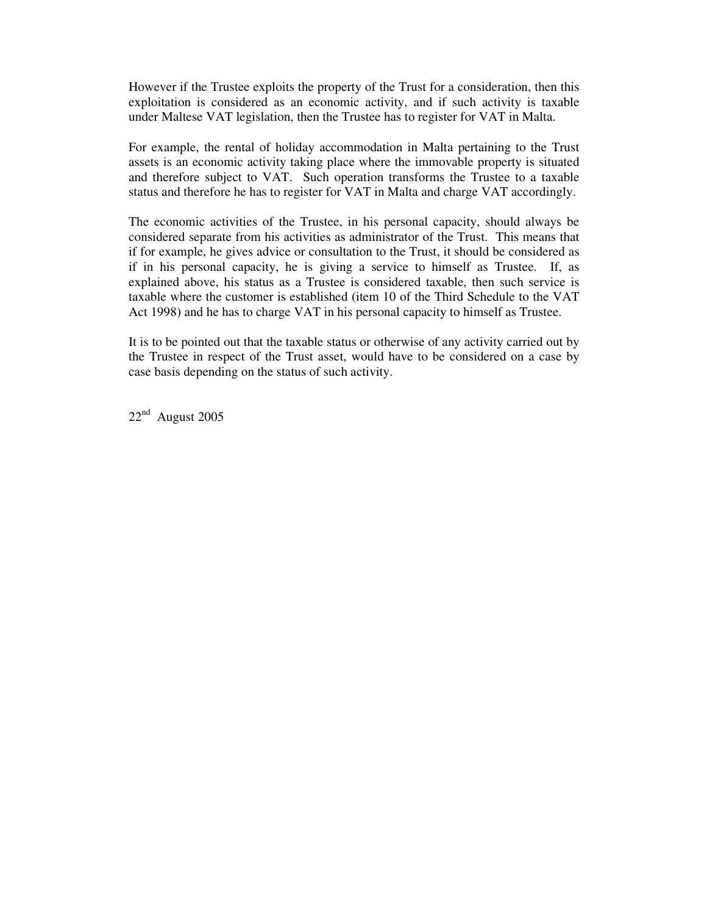However if the Trustee exploits the property of the Trust for a consideration, then this exploitation is considered as an economic activity, and if such activity is taxable under Maltese VAT legislation, then the Trustee has to register for VAT in Malta.

For example, the rental of holiday accommodation in Malta pertaining to the Trust assets is an economic activity taking place where the immovable property is situated and therefore subject to VAT. Such operation transforms the Trustee to a taxable status and therefore he has to register for VAT in Malta and charge VAT accordingly.

The economic activities of the Trustee, in his personal capacity, should always be considered separate from his activities as administrator of the Trust. This means that if for example, he gives advice or consultation to the Trust, it should be considered as if in his personal capacity, he is giving a service to himself as Trustee. If, as explained above, his status as a Trustee is considered taxable, then such service is taxable where the customer is established (item 10 of the Third Schedule to the VAT Act 1998) and he has to charge VAT in his personal capacity to himself as Trustee.

It is to be pointed out that the taxable status or otherwise of any activity carried out by the Trustee in respect of the Trust asset, would have to be considered on a case by case basis depending on the status of such activity.

22nd August 2005